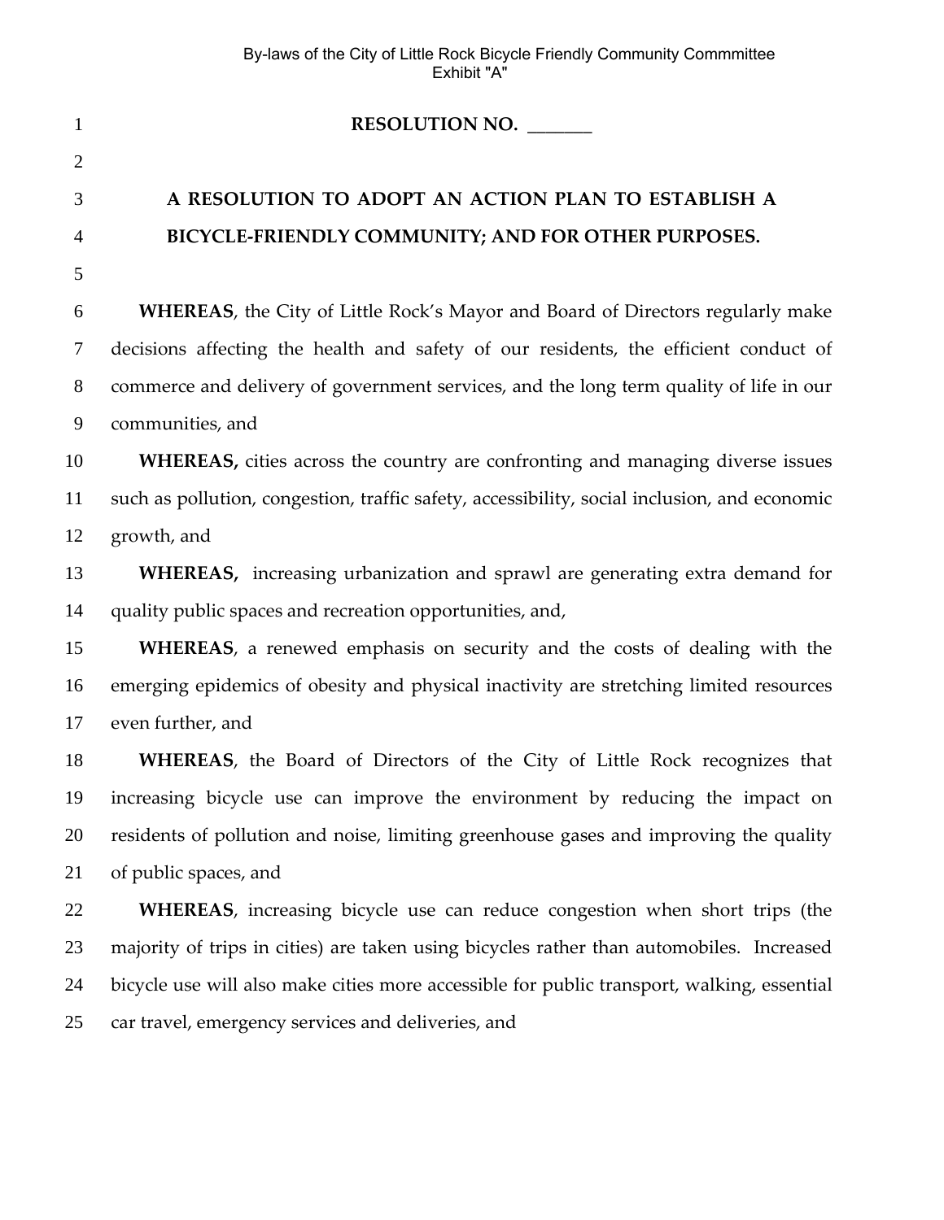**RESOLUTION NO. _______**

# A RESOLUTION TO ADOPT AN ACTION PLAN TO ESTABLISH A BICYCLE-FRIENDLY COMMUNITY; AND FOR OTHER PURPOSES.

**WHEREAS**, the City of Little Rock's Mayor and Board of Directors regularly make decisions affecting the health and safety of our residents, the efficient conduct of commerce and delivery of government services, and the long term quality of life in our communities, and

**WHEREAS,** cities across the country are confronting and managing diverse issues such as pollution, congestion, traffic safety, accessibility, social inclusion, and economic growth, and

**WHEREAS,** increasing urbanization and sprawl are generating extra demand for quality public spaces and recreation opportunities, and,

**WHEREAS**, a renewed emphasis on security and the costs of dealing with the emerging epidemics of obesity and physical inactivity are stretching limited resources even further, and

**WHEREAS**, the Board of Directors of the City of Little Rock recognizes that increasing bicycle use can improve the environment by reducing the impact on residents of pollution and noise, limiting greenhouse gases and improving the quality of public spaces, and

**WHEREAS**, increasing bicycle use can reduce congestion when short trips (the majority of trips in cities) are taken using bicycles rather than automobiles. Increased bicycle use will also make cities more accessible for public transport, walking, essential car travel, emergency services and deliveries, and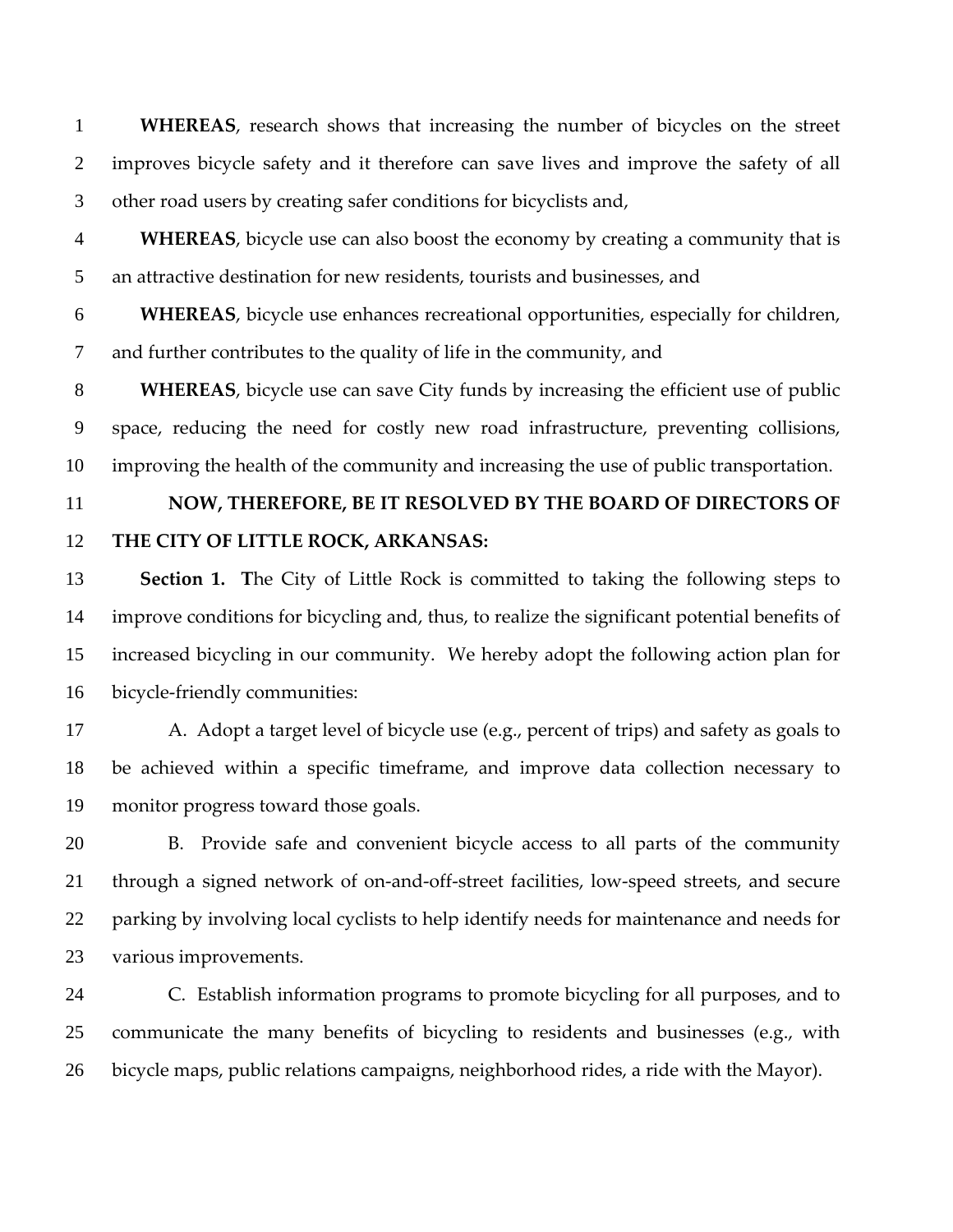**WHEREAS**, research shows that increasing the number of bicycles on the street improves bicycle safety and it therefore can save lives and improve the safety of all other road users by creating safer conditions for bicyclists and,

**WHEREAS**, bicycle use can also boost the economy by creating a community that is an attractive destination for new residents, tourists and businesses, and

**WHEREAS**, bicycle use enhances recreational opportunities, especially for children, and further contributes to the quality of life in the community, and

**WHEREAS**, bicycle use can save City funds by increasing the efficient use of public space, reducing the need for costly new road infrastructure, preventing collisions, improving the health of the community and increasing the use of public transportation.

**NOW, THEREFORE, BE IT RESOLVED BY THE BOARD OF DIRECTORS OF THE CITY OF LITTLE ROCK, ARKANSAS:**

**Section 1. T**he City of Little Rock is committed to taking the following steps to improve conditions for bicycling and, thus, to realize the significant potential benefits of increased bicycling in our community. We hereby adopt the following action plan for bicycle-friendly communities:

A. Adopt a target level of bicycle use (e.g., percent of trips) and safety as goals to be achieved within a specific timeframe, and improve data collection necessary to monitor progress toward those goals.

B. Provide safe and convenient bicycle access to all parts of the community through a signed network of on-and-off-street facilities, low-speed streets, and secure parking by involving local cyclists to help identify needs for maintenance and needs for various improvements.

C. Establish information programs to promote bicycling for all purposes, and to communicate the many benefits of bicycling to residents and businesses (e.g., with bicycle maps, public relations campaigns, neighborhood rides, a ride with the Mayor).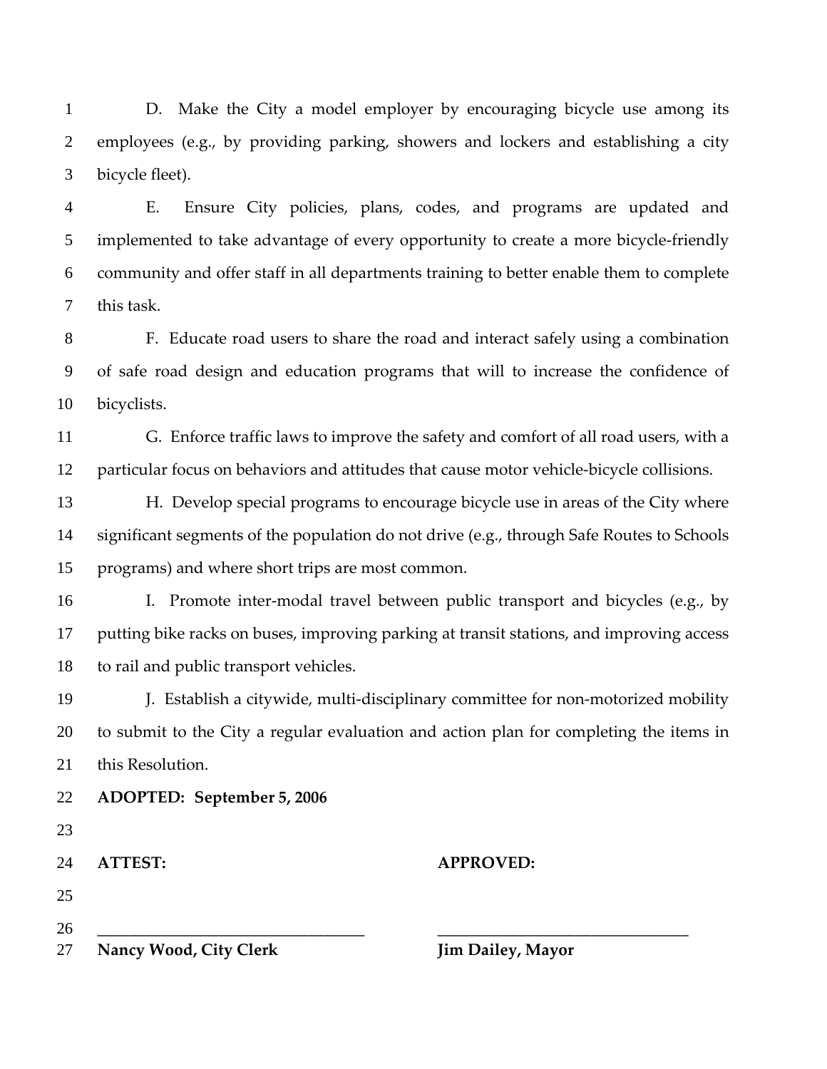D. Make the City a model employer by encouraging bicycle use among its employees (e.g., by providing parking, showers and lockers and establishing a city bicycle fleet).

E. Ensure City policies, plans, codes, and programs are updated and implemented to take advantage of every opportunity to create a more bicycle-friendly community and offer staff in all departments training to better enable them to complete this task.

F. Educate road users to share the road and interact safely using a combination of safe road design and education programs that will to increase the confidence of bicyclists.

G. Enforce traffic laws to improve the safety and comfort of all road users, with a particular focus on behaviors and attitudes that cause motor vehicle-bicycle collisions.

H. Develop special programs to encourage bicycle use in areas of the City where significant segments of the population do not drive (e.g., through Safe Routes to Schools programs) and where short trips are most common.

I. Promote inter-modal travel between public transport and bicycles (e.g., by putting bike racks on buses, improving parking at transit stations, and improving access to rail and public transport vehicles.

J. Establish a citywide, multi-disciplinary committee for non-motorized mobility to submit to the City a regular evaluation and action plan for completing the items in this Resolution.

**ADOPTED: September 5, 2006**

| **ATTEST:** | **APPROVED:** |
|---|---|
| ________________________________ | ________________________________ |
| **Nancy Wood, City Clerk** | **Jim Dailey, Mayor** |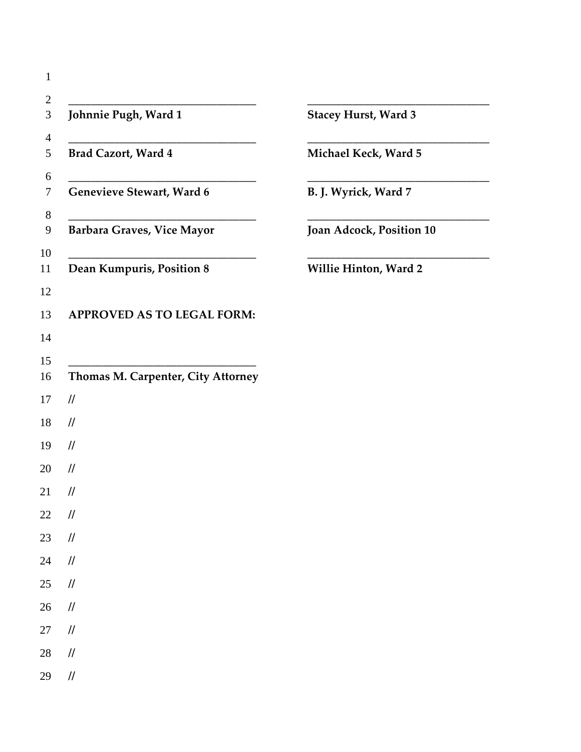| | |
|---|---|
| ______________________________ | ______________________________ |
| **Johnnie Pugh, Ward 1** | **Stacey Hurst, Ward 3** |
| ______________________________ | ______________________________ |
| **Brad Cazort, Ward 4** | **Michael Keck, Ward 5** |
| ______________________________ | ______________________________ |
| **Genevieve Stewart, Ward 6** | **B. J. Wyrick, Ward 7** |
| ______________________________ | ______________________________ |
| **Barbara Graves, Vice Mayor** | **Joan Adcock, Position 10** |
| ______________________________ | ______________________________ |
| **Dean Kumpuris, Position 8** | **Willie Hinton, Ward 2** |

**APPROVED AS TO LEGAL FORM:**

______________________________

**Thomas M. Carpenter, City Attorney**

//

//

//

//

//

//

//

//

//

//

//

//

//